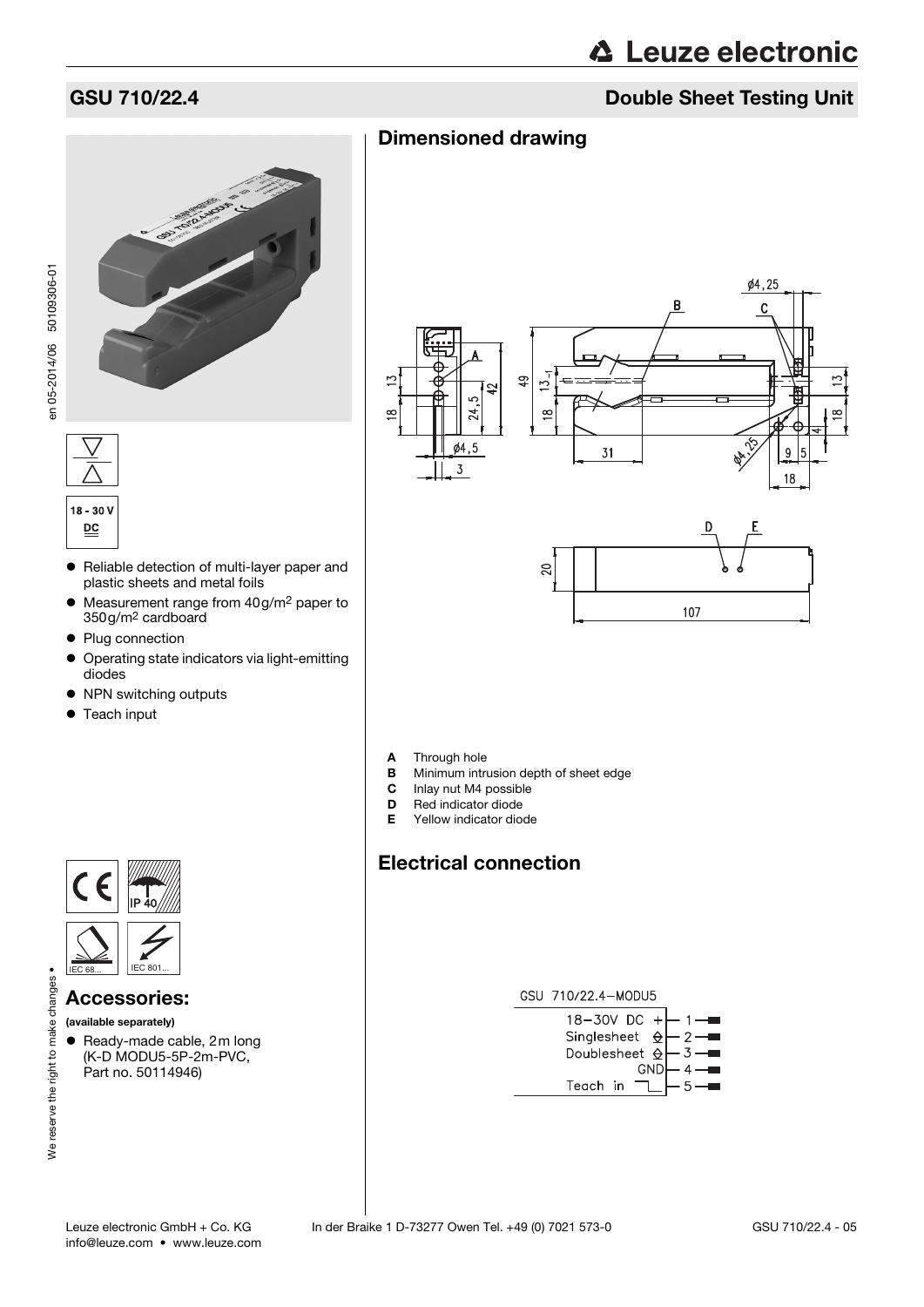# GSU 710/22.4

## Double Sheet Testing Unit

18 - 30 V DC

- Reliable detection of multi-layer paper and plastic sheets and metal foils
- Measurement range from 40g/m² paper to 350g/m² cardboard
- Plug connection
- Operating state indicators via light-emitting diodes
- NPN switching outputs
- Teach input

IP 40

IEC 68... IEC 801...

## Accessories:

**(available separately)**

- Ready-made cable, 2m long (K-D MODU5-5P-2m-PVC, Part no. 50114946)

## Dimensioned drawing

- **A** Through hole
- **B** Minimum intrusion depth of sheet edge
- **C** Inlay nut M4 possible
- **D** Red indicator diode
- **E** Yellow indicator diode

## Electrical connection

GSU 710/22.4–MODU5

| Signal | Pin |
|---|---|
| 18–30V DC + | 1 |
| Singlesheet | 2 |
| Doublesheet | 3 |
| GND | 4 |
| Teach in | 5 |

en 05-2014/06 50109306-01

We reserve the right to make changes

Leuze electronic GmbH + Co. KG In der Braike 1 D-73277 Owen Tel. +49 (0) 7021 573-0
info@leuze.com • www.leuze.com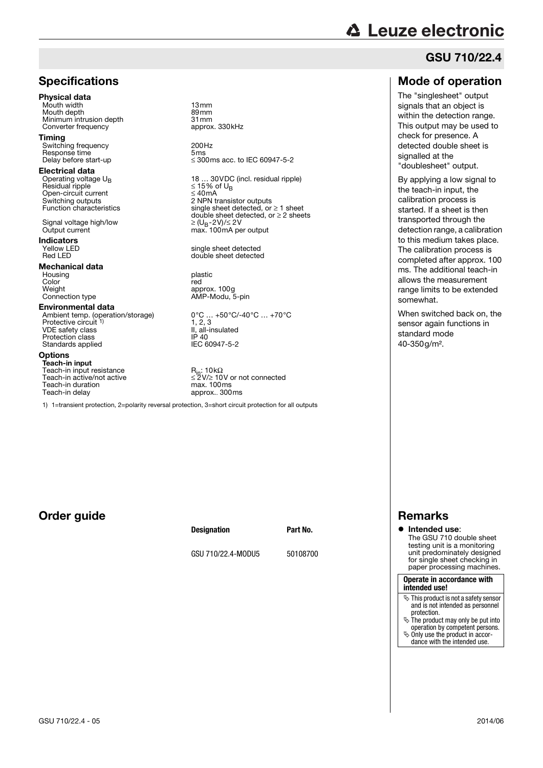# GSU 710/22.4

## Specifications

| | |
|---|---|
| **Physical data** | |
| Mouth width | 13mm |
| Mouth depth | 89mm |
| Minimum intrusion depth | 31mm |
| Converter frequency | approx. 330kHz |
| **Timing** | |
| Switching frequency | 200Hz |
| Response time | 5ms |
| Delay before start-up | ≤ 300ms acc. to IEC 60947-5-2 |
| **Electrical data** | |
| Operating voltage $U_B$ | 18 … 30VDC (incl. residual ripple) |
| Residual ripple | ≤ 15% of $U_B$ |
| Open-circuit current | ≤ 40mA |
| Switching outputs | 2 NPN transistor outputs |
| Function characteristics | single sheet detected, or ≥ 1 sheet double sheet detected, or ≥ 2 sheets |
| Signal voltage high/low | ≥ ($U_B$-2V)/≤ 2V |
| Output current | max. 100mA per output |
| **Indicators** | |
| Yellow LED | single sheet detected |
| Red LED | double sheet detected |
| **Mechanical data** | |
| Housing | plastic |
| Color | red |
| Weight | approx. 100g |
| Connection type | AMP-Modu, 5-pin |
| **Environmental data** | |
| Ambient temp. (operation/storage) | 0°C … +50°C/-40°C … +70°C |
| Protective circuit [1] | 1, 2, 3 |
| VDE safety class | II, all-insulated |
| Protection class | IP 40 |
| Standards applied | IEC 60947-5-2 |
| **Options** | |
| **Teach-in input** | |
| Teach-in input resistance | $R_{in}$: 10kΩ |
| Teach-in active/not active | ≤ 2V/≥ 10V or not connected |
| Teach-in duration | max. 100ms |
| Teach-in delay | approx.. 300ms |

1) 1=transient protection, 2=polarity reversal protection, 3=short circuit protection for all outputs

## Mode of operation

The "singlesheet" output signals that an object is within the detection range. This output may be used to check for presence. A detected double sheet is signalled at the "doublesheet" output.

By applying a low signal to the teach-in input, the calibration process is started. If a sheet is then transported through the detection range, a calibration to this medium takes place. The calibration process is completed after approx. 100 ms. The additional teach-in allows the measurement range limits to be extended somewhat.

When switched back on, the sensor again functions in standard mode 40-350g/m².

## Order guide

| Designation | Part No. |
|---|---|
| GSU 710/22.4-MODU5 | 50108700 |

## Remarks

- **Intended use**:
  The GSU 710 double sheet testing unit is a monitoring unit predominately designed for single sheet checking in paper processing machines.

**Operate in accordance with intended use!**

- This product is not a safety sensor and is not intended as personnel protection.
- The product may only be put into operation by competent persons.
- Only use the product in accordance with the intended use.

GSU 710/22.4 - 05

2014/06